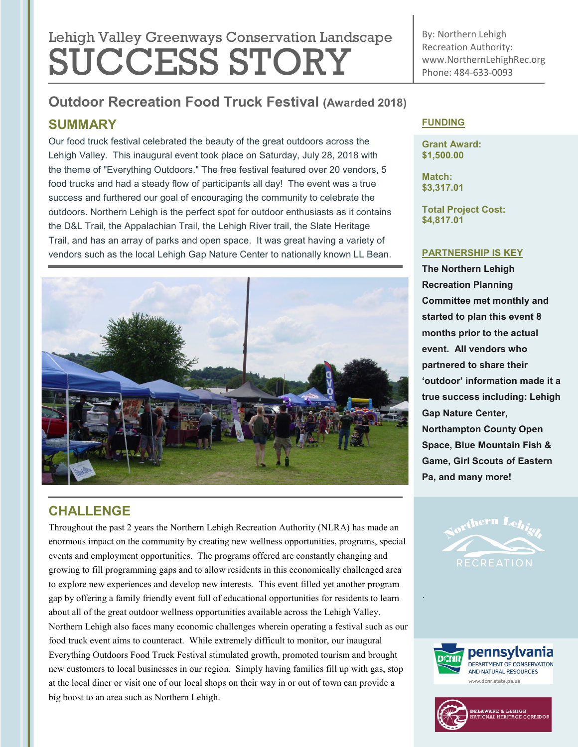# Lehigh Valley Greenways Conservation Landscape SUCCESS STORY

By: Northern Lehigh Recreation Authority:
www.NorthernLehighRec.org
Phone: 484-633-0093

## Outdoor Recreation Food Truck Festival (Awarded 2018)

### SUMMARY

Our food truck festival celebrated the beauty of the great outdoors across the Lehigh Valley. This inaugural event took place on Saturday, July 28, 2018 with the theme of "Everything Outdoors." The free festival featured over 20 vendors, 5 food trucks and had a steady flow of participants all day! The event was a true success and furthered our goal of encouraging the community to celebrate the outdoors. Northern Lehigh is the perfect spot for outdoor enthusiasts as it contains the D&L Trail, the Appalachian Trail, the Lehigh River trail, the Slate Heritage Trail, and has an array of parks and open space. It was great having a variety of vendors such as the local Lehigh Gap Nature Center to nationally known LL Bean.

### CHALLENGE

Throughout the past 2 years the Northern Lehigh Recreation Authority (NLRA) has made an enormous impact on the community by creating new wellness opportunities, programs, special events and employment opportunities. The programs offered are constantly changing and growing to fill programming gaps and to allow residents in this economically challenged area to explore new experiences and develop new interests. This event filled yet another program gap by offering a family friendly event full of educational opportunities for residents to learn about all of the great outdoor wellness opportunities available across the Lehigh Valley. Northern Lehigh also faces many economic challenges wherein operating a festival such as our food truck event aims to counteract. While extremely difficult to monitor, our inaugural Everything Outdoors Food Truck Festival stimulated growth, promoted tourism and brought new customers to local businesses in our region. Simply having families fill up with gas, stop at the local diner or visit one of our local shops on their way in or out of town can provide a big boost to an area such as Northern Lehigh.

### FUNDING

**Grant Award:**
**$1,500.00**

**Match:**
**$3,317.01**

**Total Project Cost:**
**$4,817.01**

### PARTNERSHIP IS KEY

**The Northern Lehigh Recreation Planning Committee met monthly and started to plan this event 8 months prior to the actual event. All vendors who partnered to share their 'outdoor' information made it a true success including: Lehigh Gap Nature Center, Northampton County Open Space, Blue Mountain Fish & Game, Girl Scouts of Eastern Pa, and many more!**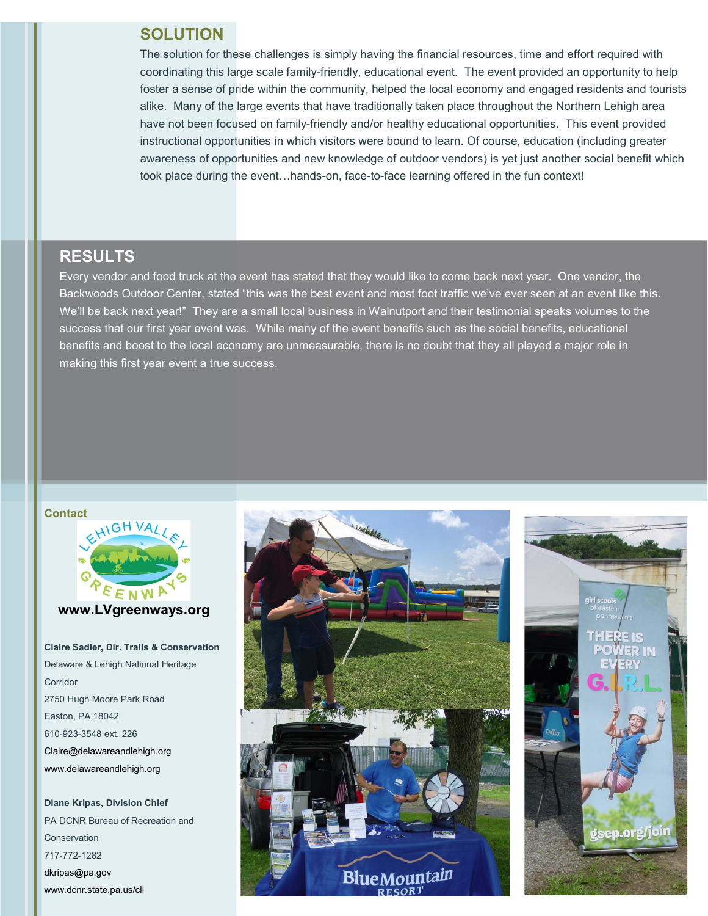## SOLUTION

The solution for these challenges is simply having the financial resources, time and effort required with coordinating this large scale family-friendly, educational event. The event provided an opportunity to help foster a sense of pride within the community, helped the local economy and engaged residents and tourists alike. Many of the large events that have traditionally taken place throughout the Northern Lehigh area have not been focused on family-friendly and/or healthy educational opportunities. This event provided instructional opportunities in which visitors were bound to learn. Of course, education (including greater awareness of opportunities and new knowledge of outdoor vendors) is yet just another social benefit which took place during the event…hands-on, face-to-face learning offered in the fun context!

## RESULTS

Every vendor and food truck at the event has stated that they would like to come back next year. One vendor, the Backwoods Outdoor Center, stated "this was the best event and most foot traffic we've ever seen at an event like this. We'll be back next year!" They are a small local business in Walnutport and their testimonial speaks volumes to the success that our first year event was. While many of the event benefits such as the social benefits, educational benefits and boost to the local economy are unmeasurable, there is no doubt that they all played a major role in making this first year event a true success.

**Contact**

**www.LVgreenways.org**

**Claire Sadler, Dir. Trails & Conservation**
Delaware & Lehigh National Heritage Corridor
2750 Hugh Moore Park Road
Easton, PA 18042
610-923-3548 ext. 226
Claire@delawareandlehigh.org
www.delawareandlehigh.org

**Diane Kripas, Division Chief**
PA DCNR Bureau of Recreation and Conservation
717-772-1282
dkripas@pa.gov
www.dcnr.state.pa.us/cli